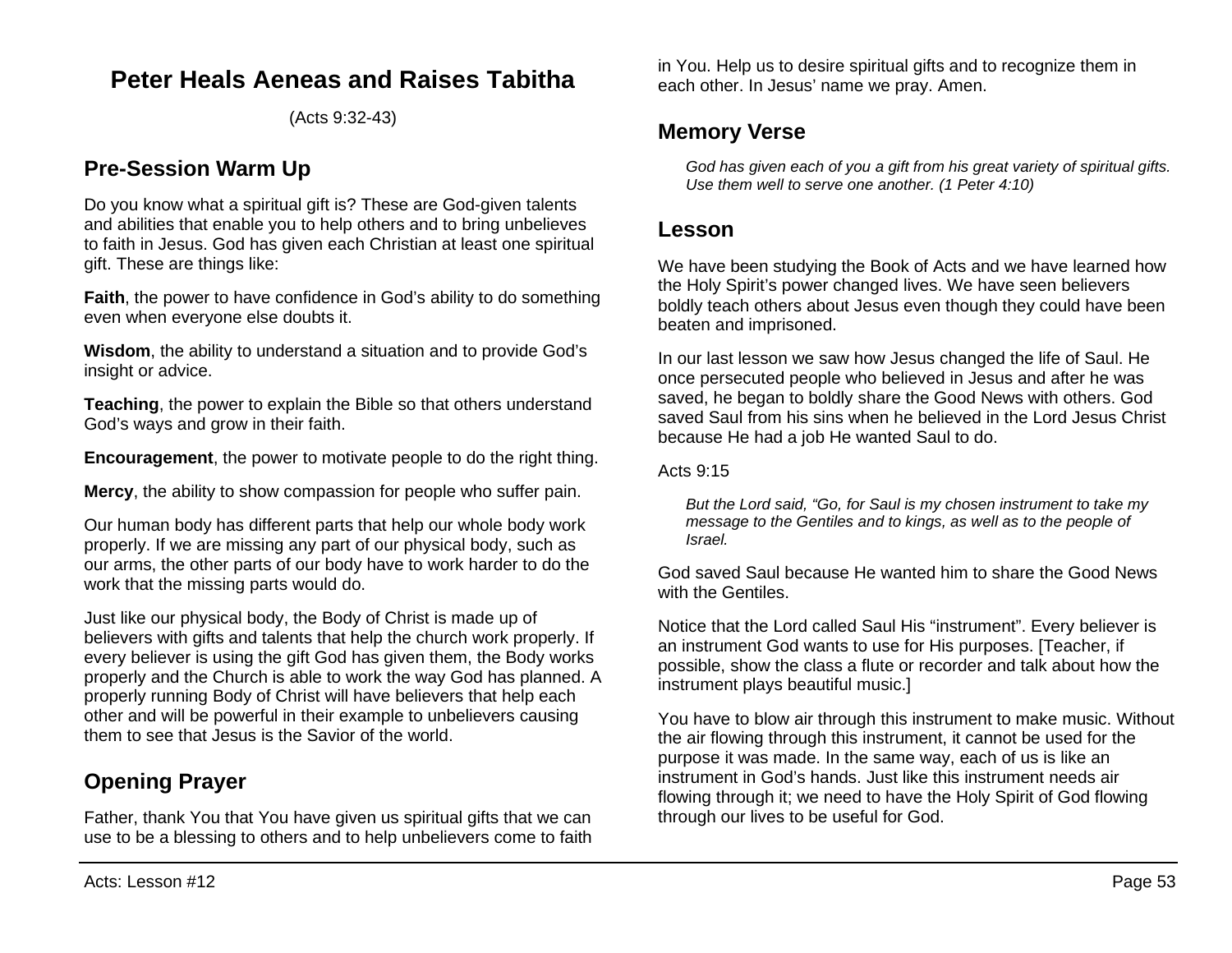# Peter Heals Aeneas and Raises Tabitha

(Acts 9:32-43)

## Pre-Session Warm Up

Do you know what a spiritual gift is? These are God-given talents and abilities that enable you to help others and to bring unbelieves to faith in Jesus. God has given each Christian at least one spiritual gift. These are things like:

**Faith**, the power to have confidence in God's ability to do something even when everyone else doubts it.

**Wisdom**, the ability to understand a situation and to provide God's insight or advice.

**Teaching**, the power to explain the Bible so that others understand God's ways and grow in their faith.

**Encouragement**, the power to motivate people to do the right thing.

**Mercy**, the ability to show compassion for people who suffer pain.

Our human body has different parts that help our whole body work properly. If we are missing any part of our physical body, such as our arms, the other parts of our body have to work harder to do the work that the missing parts would do.

Just like our physical body, the Body of Christ is made up of believers with gifts and talents that help the church work properly. If every believer is using the gift God has given them, the Body works properly and the Church is able to work the way God has planned. A properly running Body of Christ will have believers that help each other and will be powerful in their example to unbelievers causing them to see that Jesus is the Savior of the world.

## Opening Prayer

Father, thank You that You have given us spiritual gifts that we can use to be a blessing to others and to help unbelievers come to faith in You. Help us to desire spiritual gifts and to recognize them in each other. In Jesus' name we pray. Amen.

## Memory Verse

> *God has given each of you a gift from his great variety of spiritual gifts. Use them well to serve one another. (1 Peter 4:10)*

## Lesson

We have been studying the Book of Acts and we have learned how the Holy Spirit's power changed lives. We have seen believers boldly teach others about Jesus even though they could have been beaten and imprisoned.

In our last lesson we saw how Jesus changed the life of Saul. He once persecuted people who believed in Jesus and after he was saved, he began to boldly share the Good News with others. God saved Saul from his sins when he believed in the Lord Jesus Christ because He had a job He wanted Saul to do.

Acts 9:15

> *But the Lord said, "Go, for Saul is my chosen instrument to take my message to the Gentiles and to kings, as well as to the people of Israel.*

God saved Saul because He wanted him to share the Good News with the Gentiles.

Notice that the Lord called Saul His "instrument". Every believer is an instrument God wants to use for His purposes. [Teacher, if possible, show the class a flute or recorder and talk about how the instrument plays beautiful music.]

You have to blow air through this instrument to make music. Without the air flowing through this instrument, it cannot be used for the purpose it was made. In the same way, each of us is like an instrument in God's hands. Just like this instrument needs air flowing through it; we need to have the Holy Spirit of God flowing through our lives to be useful for God.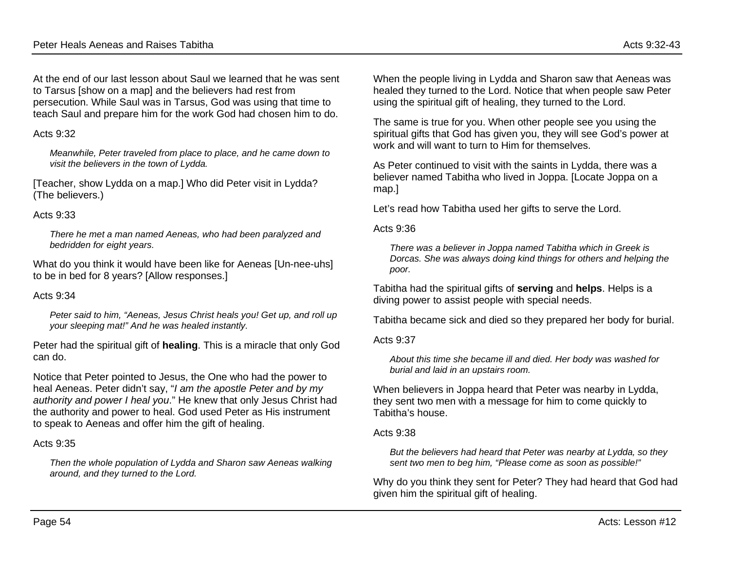At the end of our last lesson about Saul we learned that he was sent to Tarsus [show on a map] and the believers had rest from persecution. While Saul was in Tarsus, God was using that time to teach Saul and prepare him for the work God had chosen him to do.

Acts 9:32

> *Meanwhile, Peter traveled from place to place, and he came down to visit the believers in the town of Lydda.*

[Teacher, show Lydda on a map.] Who did Peter visit in Lydda? (The believers.)

Acts 9:33

> *There he met a man named Aeneas, who had been paralyzed and bedridden for eight years.*

What do you think it would have been like for Aeneas [Un-nee-uhs] to be in bed for 8 years? [Allow responses.]

Acts 9:34

> *Peter said to him, "Aeneas, Jesus Christ heals you! Get up, and roll up your sleeping mat!" And he was healed instantly.*

Peter had the spiritual gift of **healing**. This is a miracle that only God can do.

Notice that Peter pointed to Jesus, the One who had the power to heal Aeneas. Peter didn't say, "*I am the apostle Peter and by my authority and power I heal you*." He knew that only Jesus Christ had the authority and power to heal. God used Peter as His instrument to speak to Aeneas and offer him the gift of healing.

Acts 9:35

> *Then the whole population of Lydda and Sharon saw Aeneas walking around, and they turned to the Lord.*

When the people living in Lydda and Sharon saw that Aeneas was healed they turned to the Lord. Notice that when people saw Peter using the spiritual gift of healing, they turned to the Lord.

The same is true for you. When other people see you using the spiritual gifts that God has given you, they will see God's power at work and will want to turn to Him for themselves.

As Peter continued to visit with the saints in Lydda, there was a believer named Tabitha who lived in Joppa. [Locate Joppa on a map.]

Let's read how Tabitha used her gifts to serve the Lord.

Acts 9:36

> *There was a believer in Joppa named Tabitha which in Greek is Dorcas. She was always doing kind things for others and helping the poor.*

Tabitha had the spiritual gifts of **serving** and **helps**. Helps is a diving power to assist people with special needs.

Tabitha became sick and died so they prepared her body for burial.

Acts 9:37

> *About this time she became ill and died. Her body was washed for burial and laid in an upstairs room.*

When believers in Joppa heard that Peter was nearby in Lydda, they sent two men with a message for him to come quickly to Tabitha's house.

Acts 9:38

> *But the believers had heard that Peter was nearby at Lydda, so they sent two men to beg him, "Please come as soon as possible!"*

Why do you think they sent for Peter? They had heard that God had given him the spiritual gift of healing.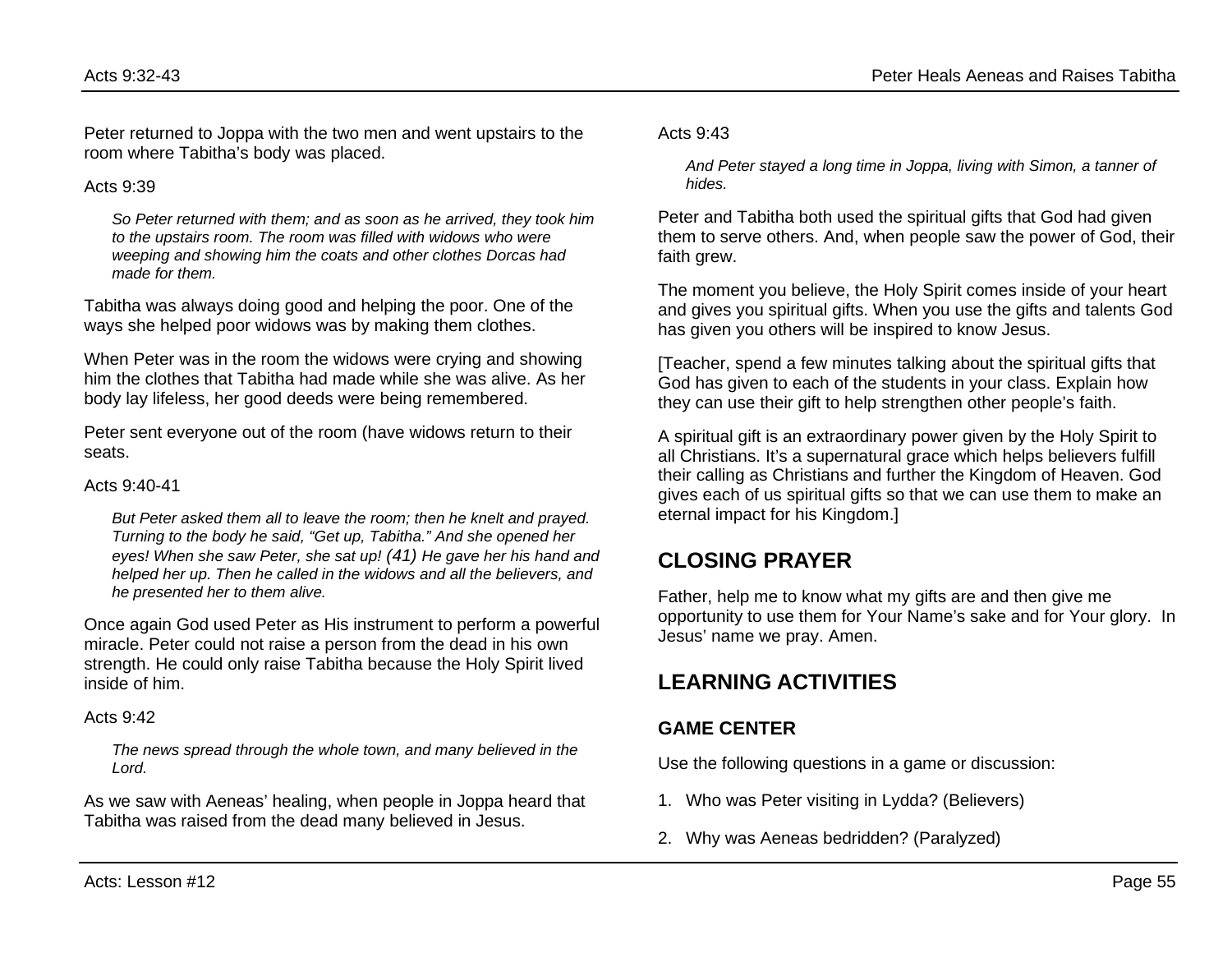Peter returned to Joppa with the two men and went upstairs to the room where Tabitha's body was placed.

Acts 9:39

> *So Peter returned with them; and as soon as he arrived, they took him to the upstairs room. The room was filled with widows who were weeping and showing him the coats and other clothes Dorcas had made for them.*

Tabitha was always doing good and helping the poor. One of the ways she helped poor widows was by making them clothes.

When Peter was in the room the widows were crying and showing him the clothes that Tabitha had made while she was alive. As her body lay lifeless, her good deeds were being remembered.

Peter sent everyone out of the room (have widows return to their seats.

Acts 9:40-41

> *But Peter asked them all to leave the room; then he knelt and prayed. Turning to the body he said, "Get up, Tabitha." And she opened her eyes! When she saw Peter, she sat up! (41) He gave her his hand and helped her up. Then he called in the widows and all the believers, and he presented her to them alive.*

Once again God used Peter as His instrument to perform a powerful miracle. Peter could not raise a person from the dead in his own strength. He could only raise Tabitha because the Holy Spirit lived inside of him.

Acts 9:42

> *The news spread through the whole town, and many believed in the Lord.*

As we saw with Aeneas' healing, when people in Joppa heard that Tabitha was raised from the dead many believed in Jesus.

Acts 9:43

> *And Peter stayed a long time in Joppa, living with Simon, a tanner of hides.*

Peter and Tabitha both used the spiritual gifts that God had given them to serve others. And, when people saw the power of God, their faith grew.

The moment you believe, the Holy Spirit comes inside of your heart and gives you spiritual gifts. When you use the gifts and talents God has given you others will be inspired to know Jesus.

[Teacher, spend a few minutes talking about the spiritual gifts that God has given to each of the students in your class. Explain how they can use their gift to help strengthen other people's faith.

A spiritual gift is an extraordinary power given by the Holy Spirit to all Christians. It's a supernatural grace which helps believers fulfill their calling as Christians and further the Kingdom of Heaven. God gives each of us spiritual gifts so that we can use them to make an eternal impact for his Kingdom.]

## CLOSING PRAYER

Father, help me to know what my gifts are and then give me opportunity to use them for Your Name's sake and for Your glory. In Jesus' name we pray. Amen.

## LEARNING ACTIVITIES

### GAME CENTER

Use the following questions in a game or discussion:

1. Who was Peter visiting in Lydda? (Believers)
2. Why was Aeneas bedridden? (Paralyzed)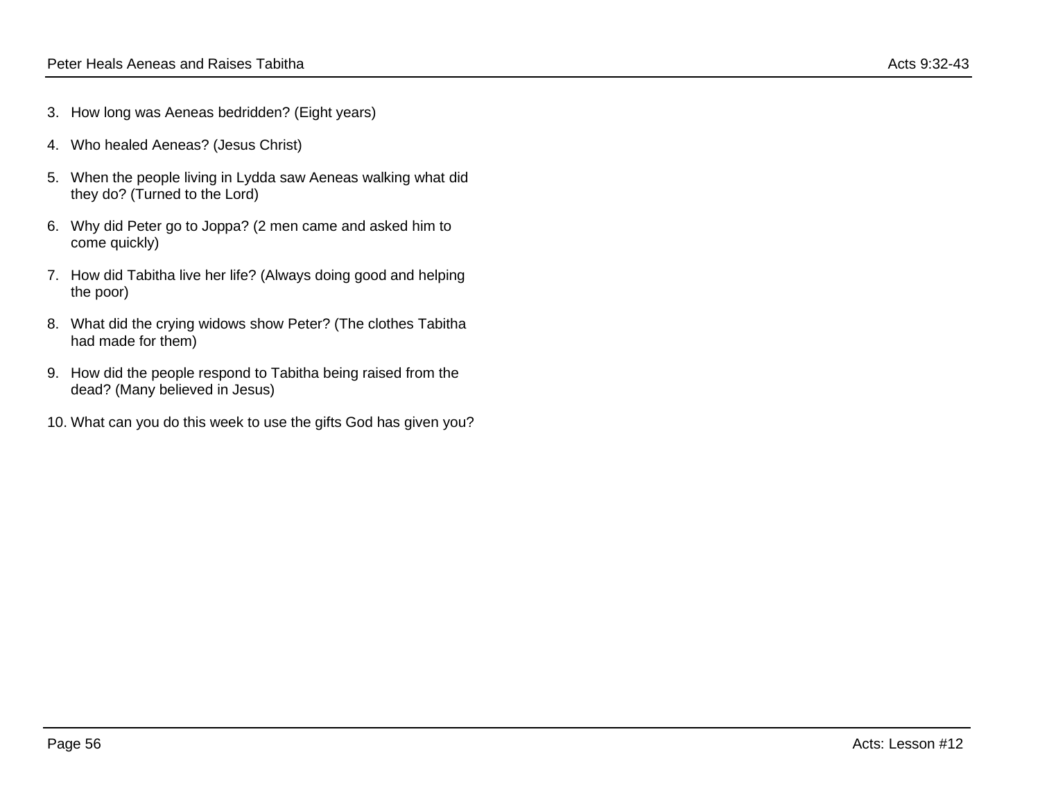3. How long was Aeneas bedridden? (Eight years)

4. Who healed Aeneas? (Jesus Christ)

5. When the people living in Lydda saw Aeneas walking what did they do? (Turned to the Lord)

6. Why did Peter go to Joppa? (2 men came and asked him to come quickly)

7. How did Tabitha live her life? (Always doing good and helping the poor)

8. What did the crying widows show Peter? (The clothes Tabitha had made for them)

9. How did the people respond to Tabitha being raised from the dead? (Many believed in Jesus)

10. What can you do this week to use the gifts God has given you?